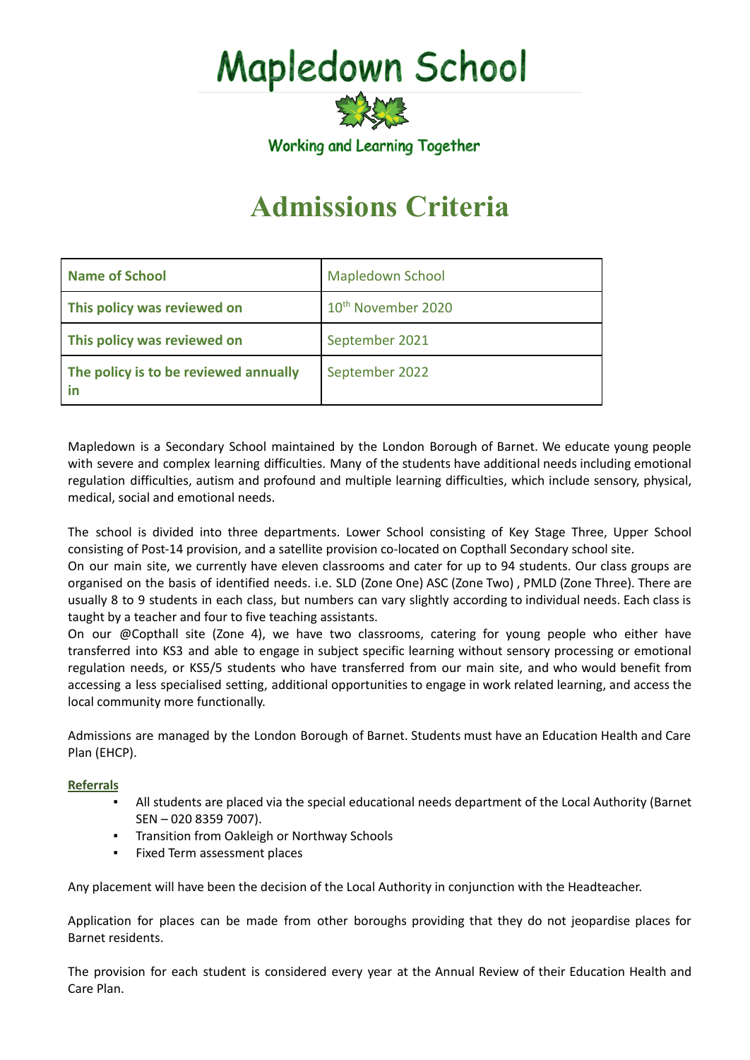# Mapledown School

Working and Learning Together

# Admissions Criteria

| Name of School | Mapledown School |
|---|---|
| This policy was reviewed on | 10th November 2020 |
| This policy was reviewed on | September 2021 |
| The policy is to be reviewed annually in | September 2022 |

Mapledown is a Secondary School maintained by the London Borough of Barnet. We educate young people with severe and complex learning difficulties. Many of the students have additional needs including emotional regulation difficulties, autism and profound and multiple learning difficulties, which include sensory, physical, medical, social and emotional needs.

The school is divided into three departments. Lower School consisting of Key Stage Three, Upper School consisting of Post-14 provision, and a satellite provision co-located on Copthall Secondary school site.

On our main site, we currently have eleven classrooms and cater for up to 94 students. Our class groups are organised on the basis of identified needs. i.e. SLD (Zone One) ASC (Zone Two) , PMLD (Zone Three). There are usually 8 to 9 students in each class, but numbers can vary slightly according to individual needs. Each class is taught by a teacher and four to five teaching assistants.

On our @Copthall site (Zone 4), we have two classrooms, catering for young people who either have transferred into KS3 and able to engage in subject specific learning without sensory processing or emotional regulation needs, or KS5/5 students who have transferred from our main site, and who would benefit from accessing a less specialised setting, additional opportunities to engage in work related learning, and access the local community more functionally.

Admissions are managed by the London Borough of Barnet. Students must have an Education Health and Care Plan (EHCP).

**Referrals**

- All students are placed via the special educational needs department of the Local Authority (Barnet SEN – 020 8359 7007).
- Transition from Oakleigh or Northway Schools
- Fixed Term assessment places

Any placement will have been the decision of the Local Authority in conjunction with the Headteacher.

Application for places can be made from other boroughs providing that they do not jeopardise places for Barnet residents.

The provision for each student is considered every year at the Annual Review of their Education Health and Care Plan.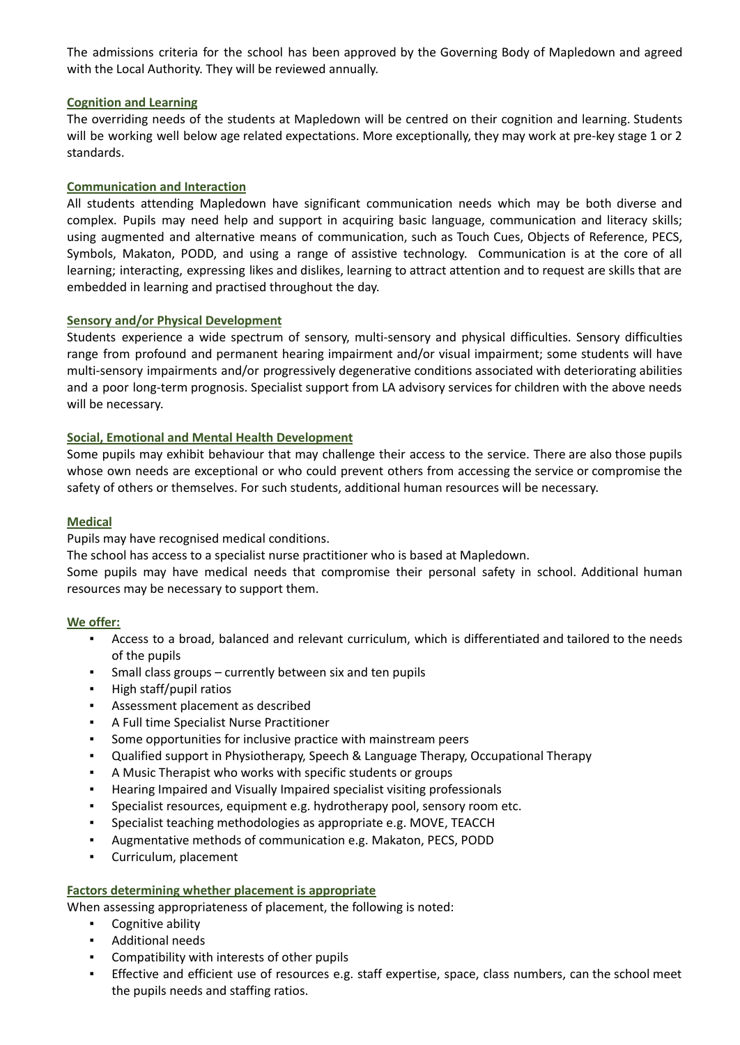The admissions criteria for the school has been approved by the Governing Body of Mapledown and agreed with the Local Authority. They will be reviewed annually.

### Cognition and Learning

The overriding needs of the students at Mapledown will be centred on their cognition and learning. Students will be working well below age related expectations. More exceptionally, they may work at pre-key stage 1 or 2 standards.

### Communication and Interaction

All students attending Mapledown have significant communication needs which may be both diverse and complex. Pupils may need help and support in acquiring basic language, communication and literacy skills; using augmented and alternative means of communication, such as Touch Cues, Objects of Reference, PECS, Symbols, Makaton, PODD, and using a range of assistive technology. Communication is at the core of all learning; interacting, expressing likes and dislikes, learning to attract attention and to request are skills that are embedded in learning and practised throughout the day.

### Sensory and/or Physical Development

Students experience a wide spectrum of sensory, multi-sensory and physical difficulties. Sensory difficulties range from profound and permanent hearing impairment and/or visual impairment; some students will have multi-sensory impairments and/or progressively degenerative conditions associated with deteriorating abilities and a poor long-term prognosis. Specialist support from LA advisory services for children with the above needs will be necessary.

### Social, Emotional and Mental Health Development

Some pupils may exhibit behaviour that may challenge their access to the service. There are also those pupils whose own needs are exceptional or who could prevent others from accessing the service or compromise the safety of others or themselves. For such students, additional human resources will be necessary.

### Medical

Pupils may have recognised medical conditions.

The school has access to a specialist nurse practitioner who is based at Mapledown.

Some pupils may have medical needs that compromise their personal safety in school. Additional human resources may be necessary to support them.

### We offer:

- Access to a broad, balanced and relevant curriculum, which is differentiated and tailored to the needs of the pupils
- Small class groups – currently between six and ten pupils
- High staff/pupil ratios
- Assessment placement as described
- A Full time Specialist Nurse Practitioner
- Some opportunities for inclusive practice with mainstream peers
- Qualified support in Physiotherapy, Speech & Language Therapy, Occupational Therapy
- A Music Therapist who works with specific students or groups
- Hearing Impaired and Visually Impaired specialist visiting professionals
- Specialist resources, equipment e.g. hydrotherapy pool, sensory room etc.
- Specialist teaching methodologies as appropriate e.g. MOVE, TEACCH
- Augmentative methods of communication e.g. Makaton, PECS, PODD
- Curriculum, placement

### Factors determining whether placement is appropriate

When assessing appropriateness of placement, the following is noted:

- Cognitive ability
- Additional needs
- Compatibility with interests of other pupils
- Effective and efficient use of resources e.g. staff expertise, space, class numbers, can the school meet the pupils needs and staffing ratios.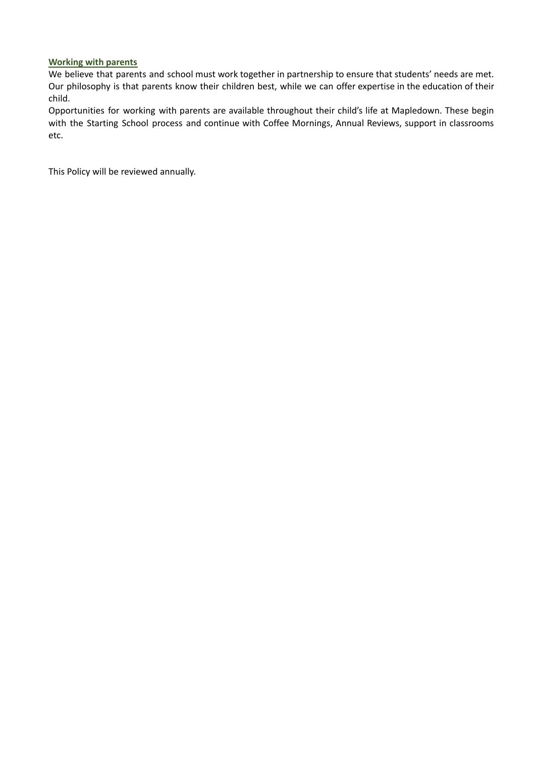## Working with parents

We believe that parents and school must work together in partnership to ensure that students' needs are met. Our philosophy is that parents know their children best, while we can offer expertise in the education of their child.

Opportunities for working with parents are available throughout their child's life at Mapledown. These begin with the Starting School process and continue with Coffee Mornings, Annual Reviews, support in classrooms etc.

This Policy will be reviewed annually.